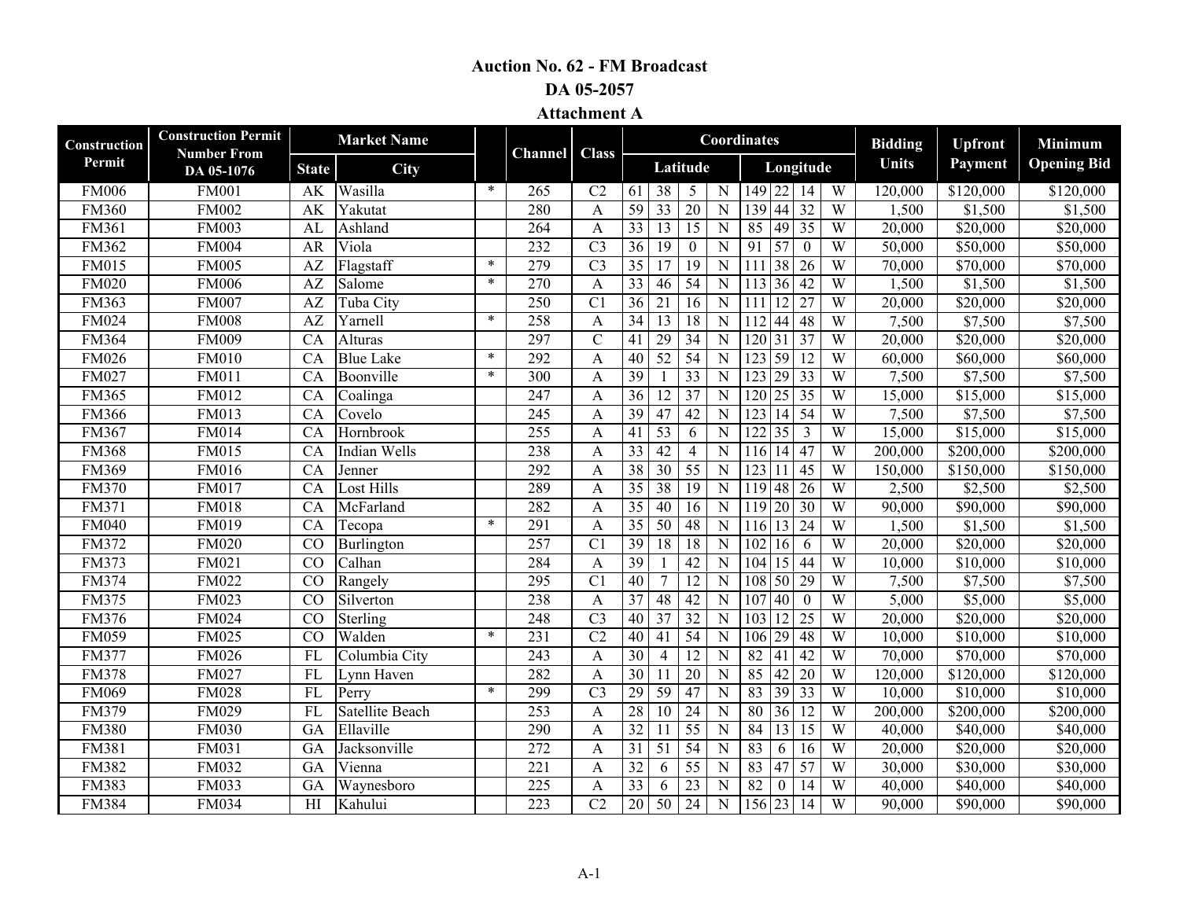# Auction No. 62 - FM Broadcast

## DA 05-2057

### Attachment A

| Construction Permit | Construction Permit Number From DA 05-1076 | Market Name | | | Channel | Class | Coordinates | | | | | | | | Bidding Units | Upfront Payment | Minimum Opening Bid |
|---|---|---|---|---|---|---|---|---|---|---|---|---|---|---|---|---|---|
| | | State | City | | | | Latitude | | | | Longitude | | | | | | |
| FM006 | FM001 | AK | Wasilla | * | 265 | C2 | 61 | 38 | 5 | N | 149 | 22 | 14 | W | 120,000 | $120,000 | $120,000 |
| FM360 | FM002 | AK | Yakutat | | 280 | A | 59 | 33 | 20 | N | 139 | 44 | 32 | W | 1,500 | $1,500 | $1,500 |
| FM361 | FM003 | AL | Ashland | | 264 | A | 33 | 13 | 15 | N | 85 | 49 | 35 | W | 20,000 | $20,000 | $20,000 |
| FM362 | FM004 | AR | Viola | | 232 | C3 | 36 | 19 | 0 | N | 91 | 57 | 0 | W | 50,000 | $50,000 | $50,000 |
| FM015 | FM005 | AZ | Flagstaff | * | 279 | C3 | 35 | 17 | 19 | N | 111 | 38 | 26 | W | 70,000 | $70,000 | $70,000 |
| FM020 | FM006 | AZ | Salome | * | 270 | A | 33 | 46 | 54 | N | 113 | 36 | 42 | W | 1,500 | $1,500 | $1,500 |
| FM363 | FM007 | AZ | Tuba City | | 250 | C1 | 36 | 21 | 16 | N | 111 | 12 | 27 | W | 20,000 | $20,000 | $20,000 |
| FM024 | FM008 | AZ | Yarnell | * | 258 | A | 34 | 13 | 18 | N | 112 | 44 | 48 | W | 7,500 | $7,500 | $7,500 |
| FM364 | FM009 | CA | Alturas | | 297 | C | 41 | 29 | 34 | N | 120 | 31 | 37 | W | 20,000 | $20,000 | $20,000 |
| FM026 | FM010 | CA | Blue Lake | * | 292 | A | 40 | 52 | 54 | N | 123 | 59 | 12 | W | 60,000 | $60,000 | $60,000 |
| FM027 | FM011 | CA | Boonville | * | 300 | A | 39 | 1 | 33 | N | 123 | 29 | 33 | W | 7,500 | $7,500 | $7,500 |
| FM365 | FM012 | CA | Coalinga | | 247 | A | 36 | 12 | 37 | N | 120 | 25 | 35 | W | 15,000 | $15,000 | $15,000 |
| FM366 | FM013 | CA | Covelo | | 245 | A | 39 | 47 | 42 | N | 123 | 14 | 54 | W | 7,500 | $7,500 | $7,500 |
| FM367 | FM014 | CA | Hornbrook | | 255 | A | 41 | 53 | 6 | N | 122 | 35 | 3 | W | 15,000 | $15,000 | $15,000 |
| FM368 | FM015 | CA | Indian Wells | | 238 | A | 33 | 42 | 4 | N | 116 | 14 | 47 | W | 200,000 | $200,000 | $200,000 |
| FM369 | FM016 | CA | Jenner | | 292 | A | 38 | 30 | 55 | N | 123 | 11 | 45 | W | 150,000 | $150,000 | $150,000 |
| FM370 | FM017 | CA | Lost Hills | | 289 | A | 35 | 38 | 19 | N | 119 | 48 | 26 | W | 2,500 | $2,500 | $2,500 |
| FM371 | FM018 | CA | McFarland | | 282 | A | 35 | 40 | 16 | N | 119 | 20 | 30 | W | 90,000 | $90,000 | $90,000 |
| FM040 | FM019 | CA | Tecopa | * | 291 | A | 35 | 50 | 48 | N | 116 | 13 | 24 | W | 1,500 | $1,500 | $1,500 |
| FM372 | FM020 | CO | Burlington | | 257 | C1 | 39 | 18 | 18 | N | 102 | 16 | 6 | W | 20,000 | $20,000 | $20,000 |
| FM373 | FM021 | CO | Calhan | | 284 | A | 39 | 1 | 42 | N | 104 | 15 | 44 | W | 10,000 | $10,000 | $10,000 |
| FM374 | FM022 | CO | Rangely | | 295 | C1 | 40 | 7 | 12 | N | 108 | 50 | 29 | W | 7,500 | $7,500 | $7,500 |
| FM375 | FM023 | CO | Silverton | | 238 | A | 37 | 48 | 42 | N | 107 | 40 | 0 | W | 5,000 | $5,000 | $5,000 |
| FM376 | FM024 | CO | Sterling | | 248 | C3 | 40 | 37 | 32 | N | 103 | 12 | 25 | W | 20,000 | $20,000 | $20,000 |
| FM059 | FM025 | CO | Walden | * | 231 | C2 | 40 | 41 | 54 | N | 106 | 29 | 48 | W | 10,000 | $10,000 | $10,000 |
| FM377 | FM026 | FL | Columbia City | | 243 | A | 30 | 4 | 12 | N | 82 | 41 | 42 | W | 70,000 | $70,000 | $70,000 |
| FM378 | FM027 | FL | Lynn Haven | | 282 | A | 30 | 11 | 20 | N | 85 | 42 | 20 | W | 120,000 | $120,000 | $120,000 |
| FM069 | FM028 | FL | Perry | * | 299 | C3 | 29 | 59 | 47 | N | 83 | 39 | 33 | W | 10,000 | $10,000 | $10,000 |
| FM379 | FM029 | FL | Satellite Beach | | 253 | A | 28 | 10 | 24 | N | 80 | 36 | 12 | W | 200,000 | $200,000 | $200,000 |
| FM380 | FM030 | GA | Ellaville | | 290 | A | 32 | 11 | 55 | N | 84 | 13 | 15 | W | 40,000 | $40,000 | $40,000 |
| FM381 | FM031 | GA | Jacksonville | | 272 | A | 31 | 51 | 54 | N | 83 | 6 | 16 | W | 20,000 | $20,000 | $20,000 |
| FM382 | FM032 | GA | Vienna | | 221 | A | 32 | 6 | 55 | N | 83 | 47 | 57 | W | 30,000 | $30,000 | $30,000 |
| FM383 | FM033 | GA | Waynesboro | | 225 | A | 33 | 6 | 23 | N | 82 | 0 | 14 | W | 40,000 | $40,000 | $40,000 |
| FM384 | FM034 | HI | Kahului | | 223 | C2 | 20 | 50 | 24 | N | 156 | 23 | 14 | W | 90,000 | $90,000 | $90,000 |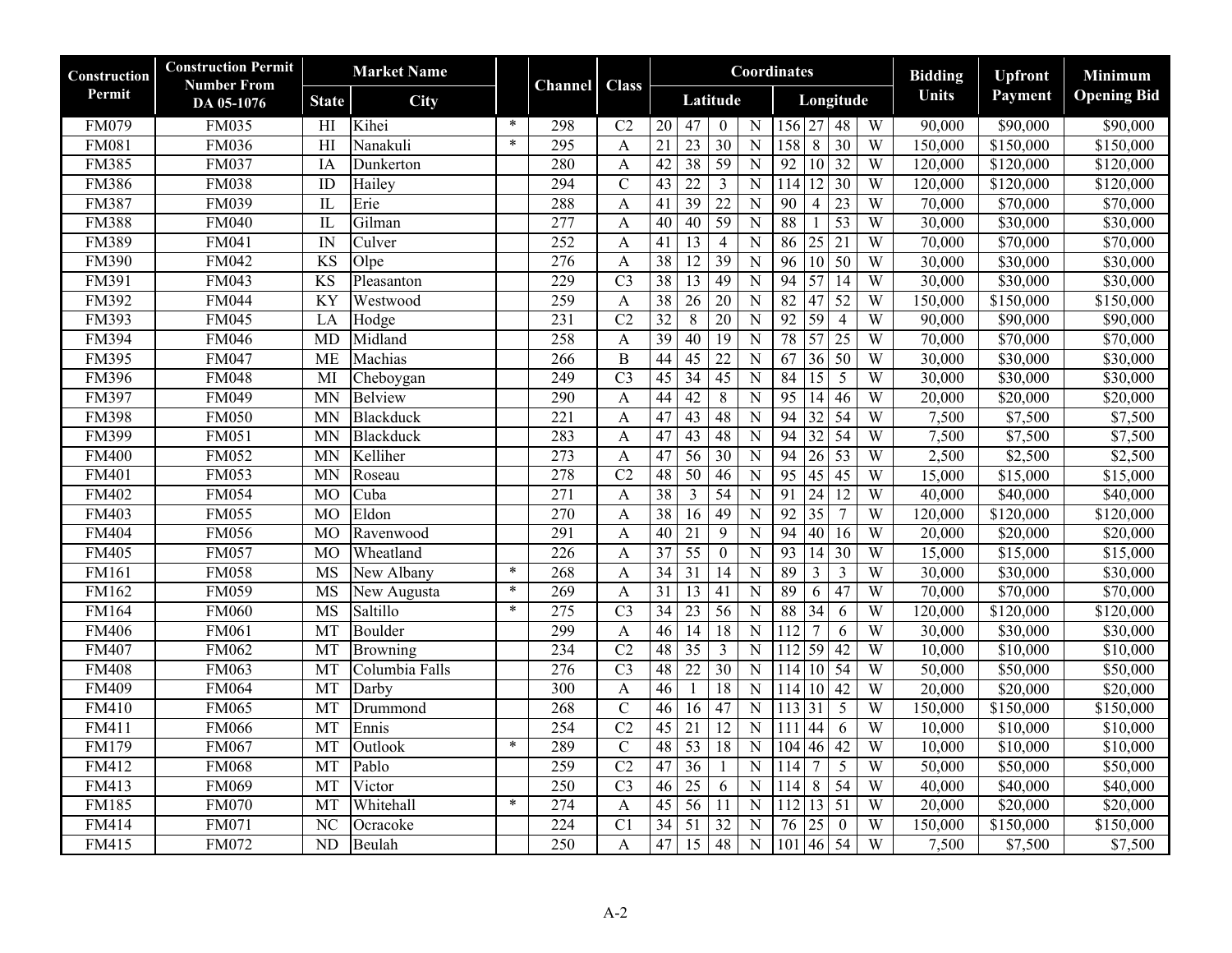| Construction Permit | Construction Permit Number From DA 05-1076 | Market Name | | | Channel | Class | Coordinates | | | | | | | | Bidding Units | Upfront Payment | Minimum Opening Bid |
|---|---|---|---|---|---|---|---|---|---|---|---|---|---|---|---|---|---|
| | | State | City | | | | Latitude | | | | Longitude | | | | | | |
| FM079 | FM035 | HI | Kihei | * | 298 | C2 | 20 | 47 | 0 | N | 156 | 27 | 48 | W | 90,000 | $90,000 | $90,000 |
| FM081 | FM036 | HI | Nanakuli | * | 295 | A | 21 | 23 | 30 | N | 158 | 8 | 30 | W | 150,000 | $150,000 | $150,000 |
| FM385 | FM037 | IA | Dunkerton | | 280 | A | 42 | 38 | 59 | N | 92 | 10 | 32 | W | 120,000 | $120,000 | $120,000 |
| FM386 | FM038 | ID | Hailey | | 294 | C | 43 | 22 | 3 | N | 114 | 12 | 30 | W | 120,000 | $120,000 | $120,000 |
| FM387 | FM039 | IL | Erie | | 288 | A | 41 | 39 | 22 | N | 90 | 4 | 23 | W | 70,000 | $70,000 | $70,000 |
| FM388 | FM040 | IL | Gilman | | 277 | A | 40 | 40 | 59 | N | 88 | 1 | 53 | W | 30,000 | $30,000 | $30,000 |
| FM389 | FM041 | IN | Culver | | 252 | A | 41 | 13 | 4 | N | 86 | 25 | 21 | W | 70,000 | $70,000 | $70,000 |
| FM390 | FM042 | KS | Olpe | | 276 | A | 38 | 12 | 39 | N | 96 | 10 | 50 | W | 30,000 | $30,000 | $30,000 |
| FM391 | FM043 | KS | Pleasanton | | 229 | C3 | 38 | 13 | 49 | N | 94 | 57 | 14 | W | 30,000 | $30,000 | $30,000 |
| FM392 | FM044 | KY | Westwood | | 259 | A | 38 | 26 | 20 | N | 82 | 47 | 52 | W | 150,000 | $150,000 | $150,000 |
| FM393 | FM045 | LA | Hodge | | 231 | C2 | 32 | 8 | 20 | N | 92 | 59 | 4 | W | 90,000 | $90,000 | $90,000 |
| FM394 | FM046 | MD | Midland | | 258 | A | 39 | 40 | 19 | N | 78 | 57 | 25 | W | 70,000 | $70,000 | $70,000 |
| FM395 | FM047 | ME | Machias | | 266 | B | 44 | 45 | 22 | N | 67 | 36 | 50 | W | 30,000 | $30,000 | $30,000 |
| FM396 | FM048 | MI | Cheboygan | | 249 | C3 | 45 | 34 | 45 | N | 84 | 15 | 5 | W | 30,000 | $30,000 | $30,000 |
| FM397 | FM049 | MN | Belview | | 290 | A | 44 | 42 | 8 | N | 95 | 14 | 46 | W | 20,000 | $20,000 | $20,000 |
| FM398 | FM050 | MN | Blackduck | | 221 | A | 47 | 43 | 48 | N | 94 | 32 | 54 | W | 7,500 | $7,500 | $7,500 |
| FM399 | FM051 | MN | Blackduck | | 283 | A | 47 | 43 | 48 | N | 94 | 32 | 54 | W | 7,500 | $7,500 | $7,500 |
| FM400 | FM052 | MN | Kelliher | | 273 | A | 47 | 56 | 30 | N | 94 | 26 | 53 | W | 2,500 | $2,500 | $2,500 |
| FM401 | FM053 | MN | Roseau | | 278 | C2 | 48 | 50 | 46 | N | 95 | 45 | 45 | W | 15,000 | $15,000 | $15,000 |
| FM402 | FM054 | MO | Cuba | | 271 | A | 38 | 3 | 54 | N | 91 | 24 | 12 | W | 40,000 | $40,000 | $40,000 |
| FM403 | FM055 | MO | Eldon | | 270 | A | 38 | 16 | 49 | N | 92 | 35 | 7 | W | 120,000 | $120,000 | $120,000 |
| FM404 | FM056 | MO | Ravenwood | | 291 | A | 40 | 21 | 9 | N | 94 | 40 | 16 | W | 20,000 | $20,000 | $20,000 |
| FM405 | FM057 | MO | Wheatland | | 226 | A | 37 | 55 | 0 | N | 93 | 14 | 30 | W | 15,000 | $15,000 | $15,000 |
| FM161 | FM058 | MS | New Albany | * | 268 | A | 34 | 31 | 14 | N | 89 | 3 | 3 | W | 30,000 | $30,000 | $30,000 |
| FM162 | FM059 | MS | New Augusta | * | 269 | A | 31 | 13 | 41 | N | 89 | 6 | 47 | W | 70,000 | $70,000 | $70,000 |
| FM164 | FM060 | MS | Saltillo | * | 275 | C3 | 34 | 23 | 56 | N | 88 | 34 | 6 | W | 120,000 | $120,000 | $120,000 |
| FM406 | FM061 | MT | Boulder | | 299 | A | 46 | 14 | 18 | N | 112 | 7 | 6 | W | 30,000 | $30,000 | $30,000 |
| FM407 | FM062 | MT | Browning | | 234 | C2 | 48 | 35 | 3 | N | 112 | 59 | 42 | W | 10,000 | $10,000 | $10,000 |
| FM408 | FM063 | MT | Columbia Falls | | 276 | C3 | 48 | 22 | 30 | N | 114 | 10 | 54 | W | 50,000 | $50,000 | $50,000 |
| FM409 | FM064 | MT | Darby | | 300 | A | 46 | 1 | 18 | N | 114 | 10 | 42 | W | 20,000 | $20,000 | $20,000 |
| FM410 | FM065 | MT | Drummond | | 268 | C | 46 | 16 | 47 | N | 113 | 31 | 5 | W | 150,000 | $150,000 | $150,000 |
| FM411 | FM066 | MT | Ennis | | 254 | C2 | 45 | 21 | 12 | N | 111 | 44 | 6 | W | 10,000 | $10,000 | $10,000 |
| FM179 | FM067 | MT | Outlook | * | 289 | C | 48 | 53 | 18 | N | 104 | 46 | 42 | W | 10,000 | $10,000 | $10,000 |
| FM412 | FM068 | MT | Pablo | | 259 | C2 | 47 | 36 | 1 | N | 114 | 7 | 5 | W | 50,000 | $50,000 | $50,000 |
| FM413 | FM069 | MT | Victor | | 250 | C3 | 46 | 25 | 6 | N | 114 | 8 | 54 | W | 40,000 | $40,000 | $40,000 |
| FM185 | FM070 | MT | Whitehall | * | 274 | A | 45 | 56 | 11 | N | 112 | 13 | 51 | W | 20,000 | $20,000 | $20,000 |
| FM414 | FM071 | NC | Ocracoke | | 224 | C1 | 34 | 51 | 32 | N | 76 | 25 | 0 | W | 150,000 | $150,000 | $150,000 |
| FM415 | FM072 | ND | Beulah | | 250 | A | 47 | 15 | 48 | N | 101 | 46 | 54 | W | 7,500 | $7,500 | $7,500 |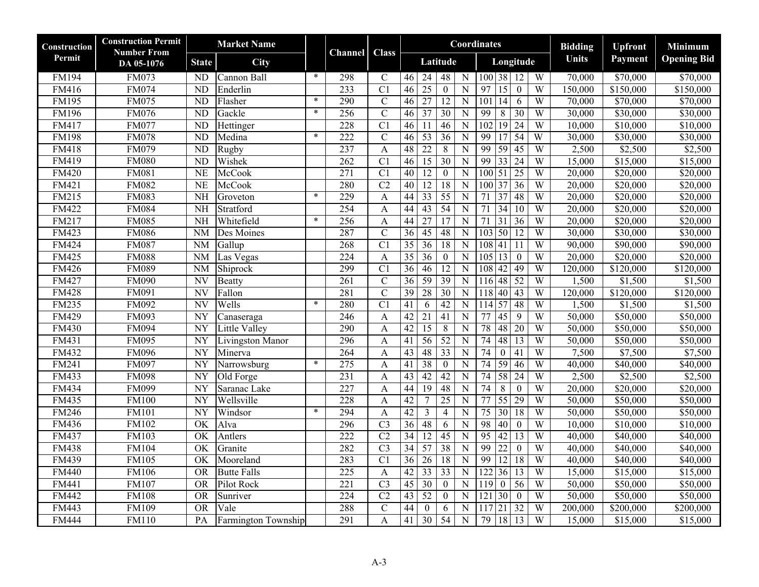| Construction Permit | Construction Permit Number From DA 05-1076 | Market Name | | | Channel | Class | Coordinates | | | | | | | | Bidding Units | Upfront Payment | Minimum Opening Bid |
|---|---|---|---|---|---|---|---|---|---|---|---|---|---|---|---|---|---|
| | | State | City | | | | Latitude | | | | Longitude | | | | | | |
| FM194 | FM073 | ND | Cannon Ball | * | 298 | C | 46 | 24 | 48 | N | 100 | 38 | 12 | W | 70,000 | $70,000 | $70,000 |
| FM416 | FM074 | ND | Enderlin | | 233 | C1 | 46 | 25 | 0 | N | 97 | 15 | 0 | W | 150,000 | $150,000 | $150,000 |
| FM195 | FM075 | ND | Flasher | * | 290 | C | 46 | 27 | 12 | N | 101 | 14 | 6 | W | 70,000 | $70,000 | $70,000 |
| FM196 | FM076 | ND | Gackle | * | 256 | C | 46 | 37 | 30 | N | 99 | 8 | 30 | W | 30,000 | $30,000 | $30,000 |
| FM417 | FM077 | ND | Hettinger | | 228 | C1 | 46 | 11 | 46 | N | 102 | 19 | 24 | W | 10,000 | $10,000 | $10,000 |
| FM198 | FM078 | ND | Medina | * | 222 | C | 46 | 53 | 36 | N | 99 | 17 | 54 | W | 30,000 | $30,000 | $30,000 |
| FM418 | FM079 | ND | Rugby | | 237 | A | 48 | 22 | 8 | N | 99 | 59 | 45 | W | 2,500 | $2,500 | $2,500 |
| FM419 | FM080 | ND | Wishek | | 262 | C1 | 46 | 15 | 30 | N | 99 | 33 | 24 | W | 15,000 | $15,000 | $15,000 |
| FM420 | FM081 | NE | McCook | | 271 | C1 | 40 | 12 | 0 | N | 100 | 51 | 25 | W | 20,000 | $20,000 | $20,000 |
| FM421 | FM082 | NE | McCook | | 280 | C2 | 40 | 12 | 18 | N | 100 | 37 | 36 | W | 20,000 | $20,000 | $20,000 |
| FM215 | FM083 | NH | Groveton | * | 229 | A | 44 | 33 | 55 | N | 71 | 37 | 48 | W | 20,000 | $20,000 | $20,000 |
| FM422 | FM084 | NH | Stratford | | 254 | A | 44 | 43 | 54 | N | 71 | 34 | 10 | W | 20,000 | $20,000 | $20,000 |
| FM217 | FM085 | NH | Whitefield | * | 256 | A | 44 | 27 | 17 | N | 71 | 31 | 36 | W | 20,000 | $20,000 | $20,000 |
| FM423 | FM086 | NM | Des Moines | | 287 | C | 36 | 45 | 48 | N | 103 | 50 | 12 | W | 30,000 | $30,000 | $30,000 |
| FM424 | FM087 | NM | Gallup | | 268 | C1 | 35 | 36 | 18 | N | 108 | 41 | 11 | W | 90,000 | $90,000 | $90,000 |
| FM425 | FM088 | NM | Las Vegas | | 224 | A | 35 | 36 | 0 | N | 105 | 13 | 0 | W | 20,000 | $20,000 | $20,000 |
| FM426 | FM089 | NM | Shiprock | | 299 | C1 | 36 | 46 | 12 | N | 108 | 42 | 49 | W | 120,000 | $120,000 | $120,000 |
| FM427 | FM090 | NV | Beatty | | 261 | C | 36 | 59 | 39 | N | 116 | 48 | 52 | W | 1,500 | $1,500 | $1,500 |
| FM428 | FM091 | NV | Fallon | | 281 | C | 39 | 28 | 30 | N | 118 | 40 | 43 | W | 120,000 | $120,000 | $120,000 |
| FM235 | FM092 | NV | Wells | * | 280 | C1 | 41 | 6 | 42 | N | 114 | 57 | 48 | W | 1,500 | $1,500 | $1,500 |
| FM429 | FM093 | NY | Canaseraga | | 246 | A | 42 | 21 | 41 | N | 77 | 45 | 9 | W | 50,000 | $50,000 | $50,000 |
| FM430 | FM094 | NY | Little Valley | | 290 | A | 42 | 15 | 8 | N | 78 | 48 | 20 | W | 50,000 | $50,000 | $50,000 |
| FM431 | FM095 | NY | Livingston Manor | | 296 | A | 41 | 56 | 52 | N | 74 | 48 | 13 | W | 50,000 | $50,000 | $50,000 |
| FM432 | FM096 | NY | Minerva | | 264 | A | 43 | 48 | 33 | N | 74 | 0 | 41 | W | 7,500 | $7,500 | $7,500 |
| FM241 | FM097 | NY | Narrowsburg | * | 275 | A | 41 | 38 | 0 | N | 74 | 59 | 46 | W | 40,000 | $40,000 | $40,000 |
| FM433 | FM098 | NY | Old Forge | | 231 | A | 43 | 42 | 42 | N | 74 | 58 | 24 | W | 2,500 | $2,500 | $2,500 |
| FM434 | FM099 | NY | Saranac Lake | | 227 | A | 44 | 19 | 48 | N | 74 | 8 | 0 | W | 20,000 | $20,000 | $20,000 |
| FM435 | FM100 | NY | Wellsville | | 228 | A | 42 | 7 | 25 | N | 77 | 55 | 29 | W | 50,000 | $50,000 | $50,000 |
| FM246 | FM101 | NY | Windsor | * | 294 | A | 42 | 3 | 4 | N | 75 | 30 | 18 | W | 50,000 | $50,000 | $50,000 |
| FM436 | FM102 | OK | Alva | | 296 | C3 | 36 | 48 | 6 | N | 98 | 40 | 0 | W | 10,000 | $10,000 | $10,000 |
| FM437 | FM103 | OK | Antlers | | 222 | C2 | 34 | 12 | 45 | N | 95 | 42 | 13 | W | 40,000 | $40,000 | $40,000 |
| FM438 | FM104 | OK | Granite | | 282 | C3 | 34 | 57 | 38 | N | 99 | 22 | 0 | W | 40,000 | $40,000 | $40,000 |
| FM439 | FM105 | OK | Mooreland | | 283 | C1 | 36 | 26 | 18 | N | 99 | 12 | 18 | W | 40,000 | $40,000 | $40,000 |
| FM440 | FM106 | OR | Butte Falls | | 225 | A | 42 | 33 | 33 | N | 122 | 36 | 13 | W | 15,000 | $15,000 | $15,000 |
| FM441 | FM107 | OR | Pilot Rock | | 221 | C3 | 45 | 30 | 0 | N | 119 | 0 | 56 | W | 50,000 | $50,000 | $50,000 |
| FM442 | FM108 | OR | Sunriver | | 224 | C2 | 43 | 52 | 0 | N | 121 | 30 | 0 | W | 50,000 | $50,000 | $50,000 |
| FM443 | FM109 | OR | Vale | | 288 | C | 44 | 0 | 6 | N | 117 | 21 | 32 | W | 200,000 | $200,000 | $200,000 |
| FM444 | FM110 | PA | Farmington Township | | 291 | A | 41 | 30 | 54 | N | 79 | 18 | 13 | W | 15,000 | $15,000 | $15,000 |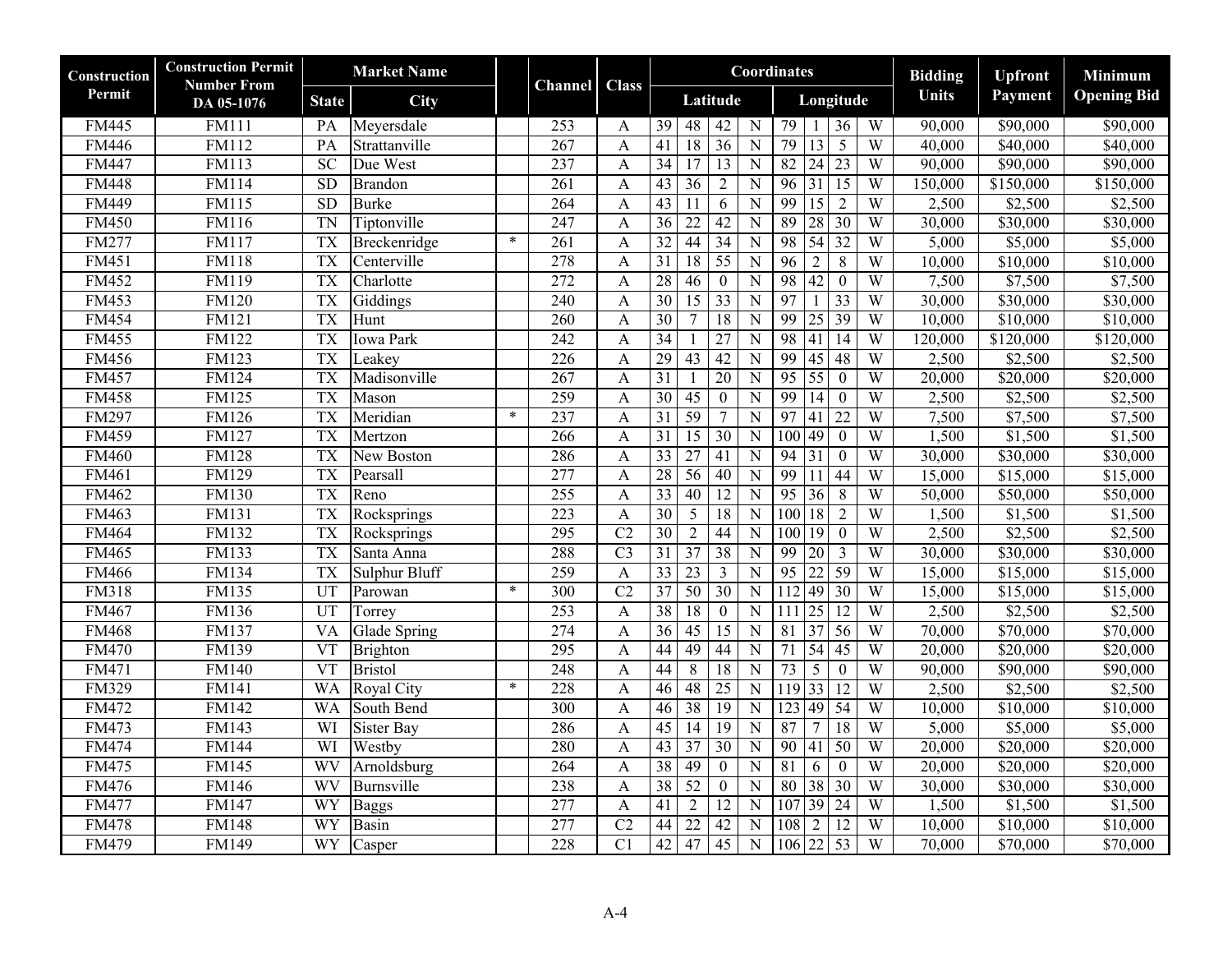| Construction Permit | Construction Permit Number From DA 05-1076 | Market Name | | | Channel | Class | Coordinates | | | | | | | | Bidding Units | Upfront Payment | Minimum Opening Bid |
|---|---|---|---|---|---|---|---|---|---|---|---|---|---|---|---|---|---|
| | | State | City | | | | Latitude | | | | Longitude | | | | | | |
| FM445 | FM111 | PA | Meyersdale | | 253 | A | 39 | 48 | 42 | N | 79 | 1 | 36 | W | 90,000 | $90,000 | $90,000 |
| FM446 | FM112 | PA | Strattanville | | 267 | A | 41 | 18 | 36 | N | 79 | 13 | 5 | W | 40,000 | $40,000 | $40,000 |
| FM447 | FM113 | SC | Due West | | 237 | A | 34 | 17 | 13 | N | 82 | 24 | 23 | W | 90,000 | $90,000 | $90,000 |
| FM448 | FM114 | SD | Brandon | | 261 | A | 43 | 36 | 2 | N | 96 | 31 | 15 | W | 150,000 | $150,000 | $150,000 |
| FM449 | FM115 | SD | Burke | | 264 | A | 43 | 11 | 6 | N | 99 | 15 | 2 | W | 2,500 | $2,500 | $2,500 |
| FM450 | FM116 | TN | Tiptonville | | 247 | A | 36 | 22 | 42 | N | 89 | 28 | 30 | W | 30,000 | $30,000 | $30,000 |
| FM277 | FM117 | TX | Breckenridge | * | 261 | A | 32 | 44 | 34 | N | 98 | 54 | 32 | W | 5,000 | $5,000 | $5,000 |
| FM451 | FM118 | TX | Centerville | | 278 | A | 31 | 18 | 55 | N | 96 | 2 | 8 | W | 10,000 | $10,000 | $10,000 |
| FM452 | FM119 | TX | Charlotte | | 272 | A | 28 | 46 | 0 | N | 98 | 42 | 0 | W | 7,500 | $7,500 | $7,500 |
| FM453 | FM120 | TX | Giddings | | 240 | A | 30 | 15 | 33 | N | 97 | 1 | 33 | W | 30,000 | $30,000 | $30,000 |
| FM454 | FM121 | TX | Hunt | | 260 | A | 30 | 7 | 18 | N | 99 | 25 | 39 | W | 10,000 | $10,000 | $10,000 |
| FM455 | FM122 | TX | Iowa Park | | 242 | A | 34 | 1 | 27 | N | 98 | 41 | 14 | W | 120,000 | $120,000 | $120,000 |
| FM456 | FM123 | TX | Leakey | | 226 | A | 29 | 43 | 42 | N | 99 | 45 | 48 | W | 2,500 | $2,500 | $2,500 |
| FM457 | FM124 | TX | Madisonville | | 267 | A | 31 | 1 | 20 | N | 95 | 55 | 0 | W | 20,000 | $20,000 | $20,000 |
| FM458 | FM125 | TX | Mason | | 259 | A | 30 | 45 | 0 | N | 99 | 14 | 0 | W | 2,500 | $2,500 | $2,500 |
| FM297 | FM126 | TX | Meridian | * | 237 | A | 31 | 59 | 7 | N | 97 | 41 | 22 | W | 7,500 | $7,500 | $7,500 |
| FM459 | FM127 | TX | Mertzon | | 266 | A | 31 | 15 | 30 | N | 100 | 49 | 0 | W | 1,500 | $1,500 | $1,500 |
| FM460 | FM128 | TX | New Boston | | 286 | A | 33 | 27 | 41 | N | 94 | 31 | 0 | W | 30,000 | $30,000 | $30,000 |
| FM461 | FM129 | TX | Pearsall | | 277 | A | 28 | 56 | 40 | N | 99 | 11 | 44 | W | 15,000 | $15,000 | $15,000 |
| FM462 | FM130 | TX | Reno | | 255 | A | 33 | 40 | 12 | N | 95 | 36 | 8 | W | 50,000 | $50,000 | $50,000 |
| FM463 | FM131 | TX | Rocksprings | | 223 | A | 30 | 5 | 18 | N | 100 | 18 | 2 | W | 1,500 | $1,500 | $1,500 |
| FM464 | FM132 | TX | Rocksprings | | 295 | C2 | 30 | 2 | 44 | N | 100 | 19 | 0 | W | 2,500 | $2,500 | $2,500 |
| FM465 | FM133 | TX | Santa Anna | | 288 | C3 | 31 | 37 | 38 | N | 99 | 20 | 3 | W | 30,000 | $30,000 | $30,000 |
| FM466 | FM134 | TX | Sulphur Bluff | | 259 | A | 33 | 23 | 3 | N | 95 | 22 | 59 | W | 15,000 | $15,000 | $15,000 |
| FM318 | FM135 | UT | Parowan | * | 300 | C2 | 37 | 50 | 30 | N | 112 | 49 | 30 | W | 15,000 | $15,000 | $15,000 |
| FM467 | FM136 | UT | Torrey | | 253 | A | 38 | 18 | 0 | N | 111 | 25 | 12 | W | 2,500 | $2,500 | $2,500 |
| FM468 | FM137 | VA | Glade Spring | | 274 | A | 36 | 45 | 15 | N | 81 | 37 | 56 | W | 70,000 | $70,000 | $70,000 |
| FM470 | FM139 | VT | Brighton | | 295 | A | 44 | 49 | 44 | N | 71 | 54 | 45 | W | 20,000 | $20,000 | $20,000 |
| FM471 | FM140 | VT | Bristol | | 248 | A | 44 | 8 | 18 | N | 73 | 5 | 0 | W | 90,000 | $90,000 | $90,000 |
| FM329 | FM141 | WA | Royal City | * | 228 | A | 46 | 48 | 25 | N | 119 | 33 | 12 | W | 2,500 | $2,500 | $2,500 |
| FM472 | FM142 | WA | South Bend | | 300 | A | 46 | 38 | 19 | N | 123 | 49 | 54 | W | 10,000 | $10,000 | $10,000 |
| FM473 | FM143 | WI | Sister Bay | | 286 | A | 45 | 14 | 19 | N | 87 | 7 | 18 | W | 5,000 | $5,000 | $5,000 |
| FM474 | FM144 | WI | Westby | | 280 | A | 43 | 37 | 30 | N | 90 | 41 | 50 | W | 20,000 | $20,000 | $20,000 |
| FM475 | FM145 | WV | Arnoldsburg | | 264 | A | 38 | 49 | 0 | N | 81 | 6 | 0 | W | 20,000 | $20,000 | $20,000 |
| FM476 | FM146 | WV | Burnsville | | 238 | A | 38 | 52 | 0 | N | 80 | 38 | 30 | W | 30,000 | $30,000 | $30,000 |
| FM477 | FM147 | WY | Baggs | | 277 | A | 41 | 2 | 12 | N | 107 | 39 | 24 | W | 1,500 | $1,500 | $1,500 |
| FM478 | FM148 | WY | Basin | | 277 | C2 | 44 | 22 | 42 | N | 108 | 2 | 12 | W | 10,000 | $10,000 | $10,000 |
| FM479 | FM149 | WY | Casper | | 228 | C1 | 42 | 47 | 45 | N | 106 | 22 | 53 | W | 70,000 | $70,000 | $70,000 |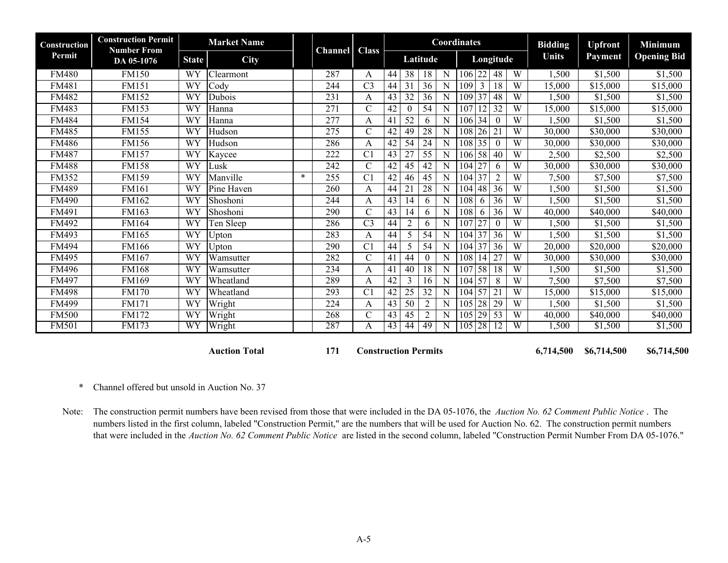| Construction Permit | Construction Permit Number From DA 05-1076 | Market Name | | | Channel | Class | Coordinates | | | | | | | | Bidding Units | Upfront Payment | Minimum Opening Bid |
|---|---|---|---|---|---|---|---|---|---|---|---|---|---|---|---|---|---|
| | | State | City | | | | Latitude | | | | Longitude | | | | | | |
| FM480 | FM150 | WY | Clearmont | | 287 | A | 44 | 38 | 18 | N | 106 | 22 | 48 | W | 1,500 | $1,500 | $1,500 |
| FM481 | FM151 | WY | Cody | | 244 | C3 | 44 | 31 | 36 | N | 109 | 3 | 18 | W | 15,000 | $15,000 | $15,000 |
| FM482 | FM152 | WY | Dubois | | 231 | A | 43 | 32 | 36 | N | 109 | 37 | 48 | W | 1,500 | $1,500 | $1,500 |
| FM483 | FM153 | WY | Hanna | | 271 | C | 42 | 0 | 54 | N | 107 | 12 | 32 | W | 15,000 | $15,000 | $15,000 |
| FM484 | FM154 | WY | Hanna | | 277 | A | 41 | 52 | 6 | N | 106 | 34 | 0 | W | 1,500 | $1,500 | $1,500 |
| FM485 | FM155 | WY | Hudson | | 275 | C | 42 | 49 | 28 | N | 108 | 26 | 21 | W | 30,000 | $30,000 | $30,000 |
| FM486 | FM156 | WY | Hudson | | 286 | A | 42 | 54 | 24 | N | 108 | 35 | 0 | W | 30,000 | $30,000 | $30,000 |
| FM487 | FM157 | WY | Kaycee | | 222 | C1 | 43 | 27 | 55 | N | 106 | 58 | 40 | W | 2,500 | $2,500 | $2,500 |
| FM488 | FM158 | WY | Lusk | | 242 | C | 42 | 45 | 42 | N | 104 | 27 | 6 | W | 30,000 | $30,000 | $30,000 |
| FM352 | FM159 | WY | Manville | * | 255 | C1 | 42 | 46 | 45 | N | 104 | 37 | 2 | W | 7,500 | $7,500 | $7,500 |
| FM489 | FM161 | WY | Pine Haven | | 260 | A | 44 | 21 | 28 | N | 104 | 48 | 36 | W | 1,500 | $1,500 | $1,500 |
| FM490 | FM162 | WY | Shoshoni | | 244 | A | 43 | 14 | 6 | N | 108 | 6 | 36 | W | 1,500 | $1,500 | $1,500 |
| FM491 | FM163 | WY | Shoshoni | | 290 | C | 43 | 14 | 6 | N | 108 | 6 | 36 | W | 40,000 | $40,000 | $40,000 |
| FM492 | FM164 | WY | Ten Sleep | | 286 | C3 | 44 | 2 | 6 | N | 107 | 27 | 0 | W | 1,500 | $1,500 | $1,500 |
| FM493 | FM165 | WY | Upton | | 283 | A | 44 | 5 | 54 | N | 104 | 37 | 36 | W | 1,500 | $1,500 | $1,500 |
| FM494 | FM166 | WY | Upton | | 290 | C1 | 44 | 5 | 54 | N | 104 | 37 | 36 | W | 20,000 | $20,000 | $20,000 |
| FM495 | FM167 | WY | Wamsutter | | 282 | C | 41 | 44 | 0 | N | 108 | 14 | 27 | W | 30,000 | $30,000 | $30,000 |
| FM496 | FM168 | WY | Wamsutter | | 234 | A | 41 | 40 | 18 | N | 107 | 58 | 18 | W | 1,500 | $1,500 | $1,500 |
| FM497 | FM169 | WY | Wheatland | | 289 | A | 42 | 3 | 16 | N | 104 | 57 | 8 | W | 7,500 | $7,500 | $7,500 |
| FM498 | FM170 | WY | Wheatland | | 293 | C1 | 42 | 25 | 32 | N | 104 | 57 | 21 | W | 15,000 | $15,000 | $15,000 |
| FM499 | FM171 | WY | Wright | | 224 | A | 43 | 50 | 2 | N | 105 | 28 | 29 | W | 1,500 | $1,500 | $1,500 |
| FM500 | FM172 | WY | Wright | | 268 | C | 43 | 45 | 2 | N | 105 | 29 | 53 | W | 40,000 | $40,000 | $40,000 |
| FM501 | FM173 | WY | Wright | | 287 | A | 43 | 44 | 49 | N | 105 | 28 | 12 | W | 1,500 | $1,500 | $1,500 |
| | | | **Auction Total** | | **171** | **Construction Permits** | | | | | | | | | **6,714,500** | **$6,714,500** | **$6,714,500** |

\* Channel offered but unsold in Auction No. 37

Note: The construction permit numbers have been revised from those that were included in the DA 05-1076, the *Auction No. 62 Comment Public Notice*. The numbers listed in the first column, labeled "Construction Permit," are the numbers that will be used for Auction No. 62. The construction permit numbers that were included in the *Auction No. 62 Comment Public Notice* are listed in the second column, labeled "Construction Permit Number From DA 05-1076."